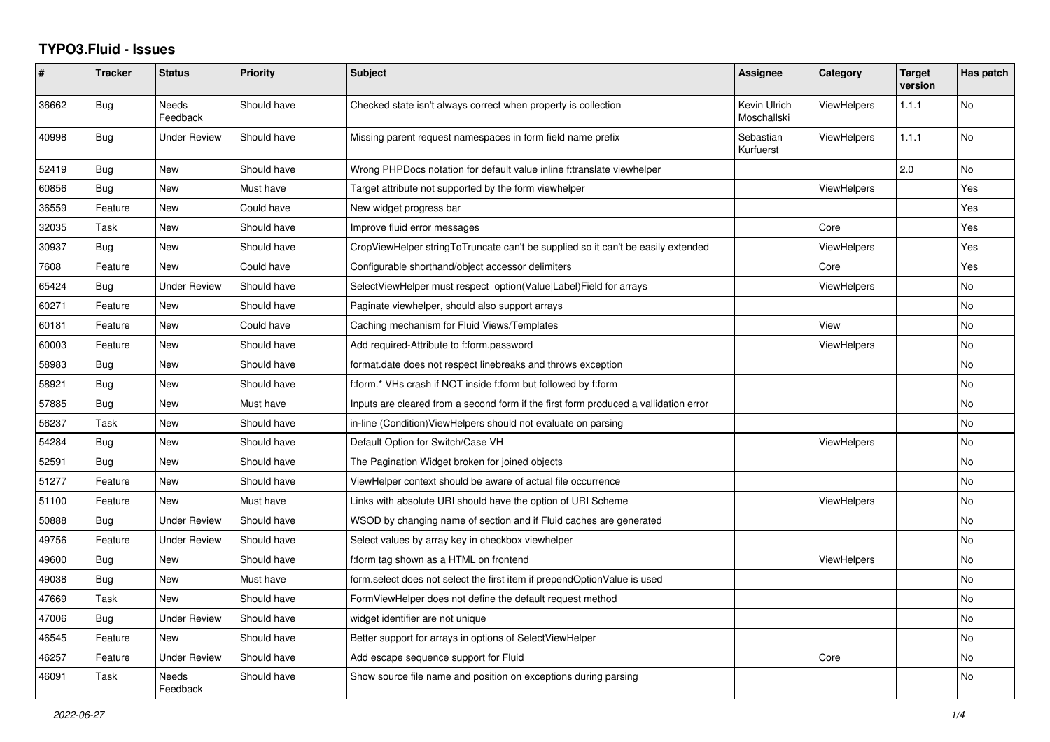# TYPO3.Fluid - Issues

| # | Tracker | Status | Priority | Subject | Assignee | Category | Target version | Has patch |
|---|---|---|---|---|---|---|---|---|
| 36662 | Bug | Needs Feedback | Should have | Checked state isn't always correct when property is collection | Kevin Ulrich Moschallski | ViewHelpers | 1.1.1 | No |
| 40998 | Bug | Under Review | Should have | Missing parent request namespaces in form field name prefix | Sebastian Kurfuerst | ViewHelpers | 1.1.1 | No |
| 52419 | Bug | New | Should have | Wrong PHPDocs notation for default value inline f:translate viewhelper | | | 2.0 | No |
| 60856 | Bug | New | Must have | Target attribute not supported by the form viewhelper | | ViewHelpers | | Yes |
| 36559 | Feature | New | Could have | New widget progress bar | | | | Yes |
| 32035 | Task | New | Should have | Improve fluid error messages | | Core | | Yes |
| 30937 | Bug | New | Should have | CropViewHelper stringToTruncate can't be supplied so it can't be easily extended | | ViewHelpers | | Yes |
| 7608 | Feature | New | Could have | Configurable shorthand/object accessor delimiters | | Core | | Yes |
| 65424 | Bug | Under Review | Should have | SelectViewHelper must respect option(Value\|Label)Field for arrays | | ViewHelpers | | No |
| 60271 | Feature | New | Should have | Paginate viewhelper, should also support arrays | | | | No |
| 60181 | Feature | New | Could have | Caching mechanism for Fluid Views/Templates | | View | | No |
| 60003 | Feature | New | Should have | Add required-Attribute to f:form.password | | ViewHelpers | | No |
| 58983 | Bug | New | Should have | format.date does not respect linebreaks and throws exception | | | | No |
| 58921 | Bug | New | Should have | f:form.* VHs crash if NOT inside f:form but followed by f:form | | | | No |
| 57885 | Bug | New | Must have | Inputs are cleared from a second form if the first form produced a vallidation error | | | | No |
| 56237 | Task | New | Should have | in-line (Condition)ViewHelpers should not evaluate on parsing | | | | No |
| 54284 | Bug | New | Should have | Default Option for Switch/Case VH | | ViewHelpers | | No |
| 52591 | Bug | New | Should have | The Pagination Widget broken for joined objects | | | | No |
| 51277 | Feature | New | Should have | ViewHelper context should be aware of actual file occurrence | | | | No |
| 51100 | Feature | New | Must have | Links with absolute URI should have the option of URI Scheme | | ViewHelpers | | No |
| 50888 | Bug | Under Review | Should have | WSOD by changing name of section and if Fluid caches are generated | | | | No |
| 49756 | Feature | Under Review | Should have | Select values by array key in checkbox viewhelper | | | | No |
| 49600 | Bug | New | Should have | f:form tag shown as a HTML on frontend | | ViewHelpers | | No |
| 49038 | Bug | New | Must have | form.select does not select the first item if prependOptionValue is used | | | | No |
| 47669 | Task | New | Should have | FormViewHelper does not define the default request method | | | | No |
| 47006 | Bug | Under Review | Should have | widget identifier are not unique | | | | No |
| 46545 | Feature | New | Should have | Better support for arrays in options of SelectViewHelper | | | | No |
| 46257 | Feature | Under Review | Should have | Add escape sequence support for Fluid | | Core | | No |
| 46091 | Task | Needs Feedback | Should have | Show source file name and position on exceptions during parsing | | | | No |

2022-06-27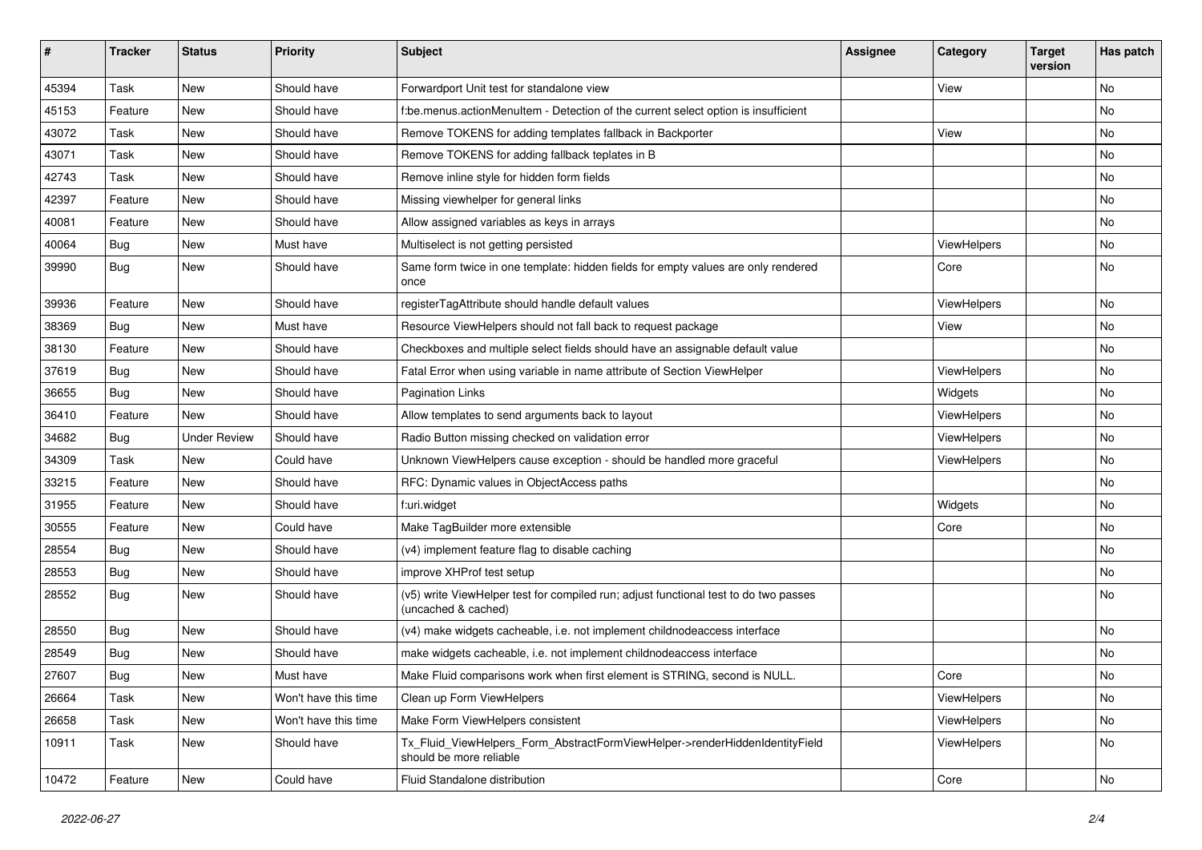| # | Tracker | Status | Priority | Subject | Assignee | Category | Target version | Has patch |
|---|---|---|---|---|---|---|---|---|
| 45394 | Task | New | Should have | Forwardport Unit test for standalone view | | View | | No |
| 45153 | Feature | New | Should have | f:be.menus.actionMenuItem - Detection of the current select option is insufficient | | | | No |
| 43072 | Task | New | Should have | Remove TOKENS for adding templates fallback in Backporter | | View | | No |
| 43071 | Task | New | Should have | Remove TOKENS for adding fallback teplates in B | | | | No |
| 42743 | Task | New | Should have | Remove inline style for hidden form fields | | | | No |
| 42397 | Feature | New | Should have | Missing viewhelper for general links | | | | No |
| 40081 | Feature | New | Should have | Allow assigned variables as keys in arrays | | | | No |
| 40064 | Bug | New | Must have | Multiselect is not getting persisted | | ViewHelpers | | No |
| 39990 | Bug | New | Should have | Same form twice in one template: hidden fields for empty values are only rendered once | | Core | | No |
| 39936 | Feature | New | Should have | registerTagAttribute should handle default values | | ViewHelpers | | No |
| 38369 | Bug | New | Must have | Resource ViewHelpers should not fall back to request package | | View | | No |
| 38130 | Feature | New | Should have | Checkboxes and multiple select fields should have an assignable default value | | | | No |
| 37619 | Bug | New | Should have | Fatal Error when using variable in name attribute of Section ViewHelper | | ViewHelpers | | No |
| 36655 | Bug | New | Should have | Pagination Links | | Widgets | | No |
| 36410 | Feature | New | Should have | Allow templates to send arguments back to layout | | ViewHelpers | | No |
| 34682 | Bug | Under Review | Should have | Radio Button missing checked on validation error | | ViewHelpers | | No |
| 34309 | Task | New | Could have | Unknown ViewHelpers cause exception - should be handled more graceful | | ViewHelpers | | No |
| 33215 | Feature | New | Should have | RFC: Dynamic values in ObjectAccess paths | | | | No |
| 31955 | Feature | New | Should have | f:uri.widget | | Widgets | | No |
| 30555 | Feature | New | Could have | Make TagBuilder more extensible | | Core | | No |
| 28554 | Bug | New | Should have | (v4) implement feature flag to disable caching | | | | No |
| 28553 | Bug | New | Should have | improve XHProf test setup | | | | No |
| 28552 | Bug | New | Should have | (v5) write ViewHelper test for compiled run; adjust functional test to do two passes (uncached & cached) | | | | No |
| 28550 | Bug | New | Should have | (v4) make widgets cacheable, i.e. not implement childnodeaccess interface | | | | No |
| 28549 | Bug | New | Should have | make widgets cacheable, i.e. not implement childnodeaccess interface | | | | No |
| 27607 | Bug | New | Must have | Make Fluid comparisons work when first element is STRING, second is NULL. | | Core | | No |
| 26664 | Task | New | Won't have this time | Clean up Form ViewHelpers | | ViewHelpers | | No |
| 26658 | Task | New | Won't have this time | Make Form ViewHelpers consistent | | ViewHelpers | | No |
| 10911 | Task | New | Should have | Tx_Fluid_ViewHelpers_Form_AbstractFormViewHelper->renderHiddenIdentityField should be more reliable | | ViewHelpers | | No |
| 10472 | Feature | New | Could have | Fluid Standalone distribution | | Core | | No |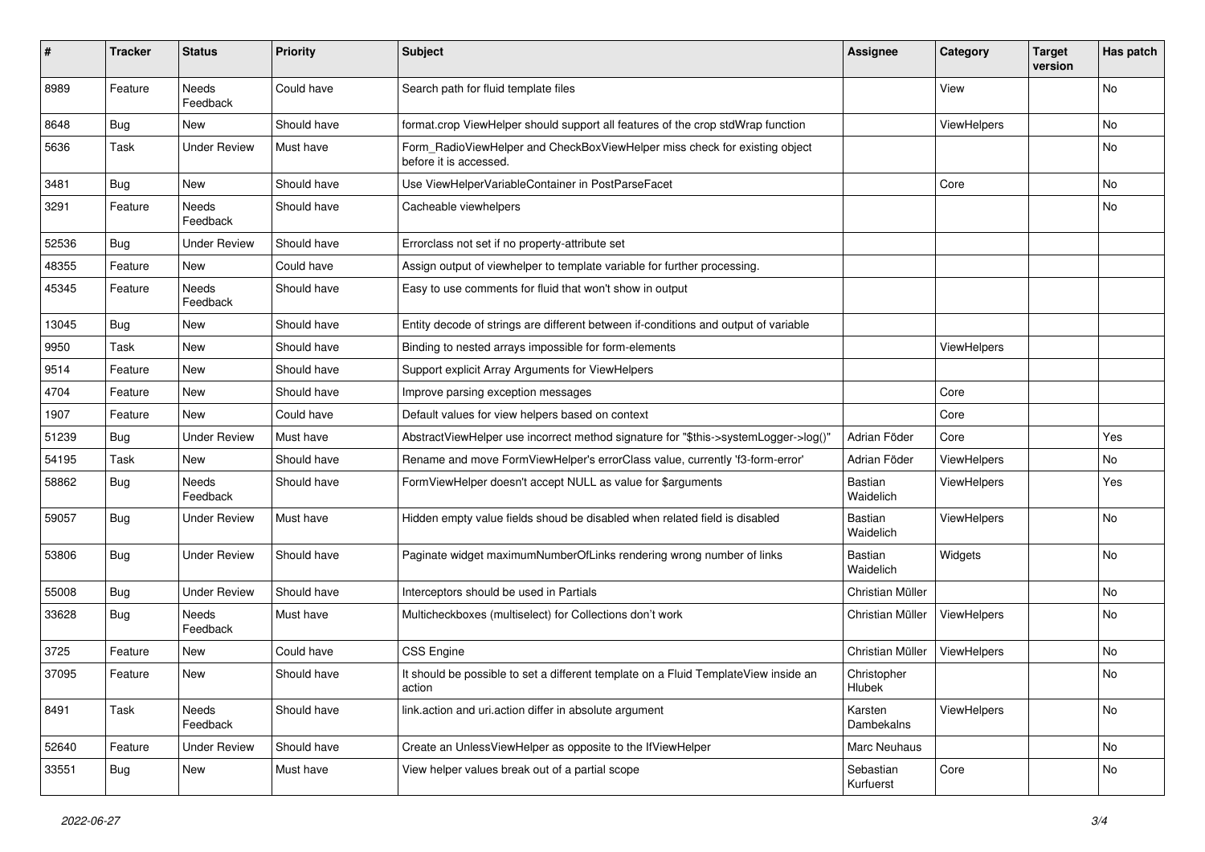| # | Tracker | Status | Priority | Subject | Assignee | Category | Target version | Has patch |
|---|---|---|---|---|---|---|---|---|
| 8989 | Feature | Needs Feedback | Could have | Search path for fluid template files | | View | | No |
| 8648 | Bug | New | Should have | format.crop ViewHelper should support all features of the crop stdWrap function | | ViewHelpers | | No |
| 5636 | Task | Under Review | Must have | Form_RadioViewHelper and CheckBoxViewHelper miss check for existing object before it is accessed. | | | | No |
| 3481 | Bug | New | Should have | Use ViewHelperVariableContainer in PostParseFacet | | Core | | No |
| 3291 | Feature | Needs Feedback | Should have | Cacheable viewhelpers | | | | No |
| 52536 | Bug | Under Review | Should have | Errorclass not set if no property-attribute set | | | | |
| 48355 | Feature | New | Could have | Assign output of viewhelper to template variable for further processing. | | | | |
| 45345 | Feature | Needs Feedback | Should have | Easy to use comments for fluid that won't show in output | | | | |
| 13045 | Bug | New | Should have | Entity decode of strings are different between if-conditions and output of variable | | | | |
| 9950 | Task | New | Should have | Binding to nested arrays impossible for form-elements | | ViewHelpers | | |
| 9514 | Feature | New | Should have | Support explicit Array Arguments for ViewHelpers | | | | |
| 4704 | Feature | New | Should have | Improve parsing exception messages | | Core | | |
| 1907 | Feature | New | Could have | Default values for view helpers based on context | | Core | | |
| 51239 | Bug | Under Review | Must have | AbstractViewHelper use incorrect method signature for "$this->systemLogger->log()" | Adrian Föder | Core | | Yes |
| 54195 | Task | New | Should have | Rename and move FormViewHelper's errorClass value, currently 'f3-form-error' | Adrian Föder | ViewHelpers | | No |
| 58862 | Bug | Needs Feedback | Should have | FormViewHelper doesn't accept NULL as value for $arguments | Bastian Waidelich | ViewHelpers | | Yes |
| 59057 | Bug | Under Review | Must have | Hidden empty value fields shoud be disabled when related field is disabled | Bastian Waidelich | ViewHelpers | | No |
| 53806 | Bug | Under Review | Should have | Paginate widget maximumNumberOfLinks rendering wrong number of links | Bastian Waidelich | Widgets | | No |
| 55008 | Bug | Under Review | Should have | Interceptors should be used in Partials | Christian Müller | | | No |
| 33628 | Bug | Needs Feedback | Must have | Multicheckboxes (multiselect) for Collections don't work | Christian Müller | ViewHelpers | | No |
| 3725 | Feature | New | Could have | CSS Engine | Christian Müller | ViewHelpers | | No |
| 37095 | Feature | New | Should have | It should be possible to set a different template on a Fluid TemplateView inside an action | Christopher Hlubek | | | No |
| 8491 | Task | Needs Feedback | Should have | link.action and uri.action differ in absolute argument | Karsten Dambekalns | ViewHelpers | | No |
| 52640 | Feature | Under Review | Should have | Create an UnlessViewHelper as opposite to the IfViewHelper | Marc Neuhaus | | | No |
| 33551 | Bug | New | Must have | View helper values break out of a partial scope | Sebastian Kurfuerst | Core | | No |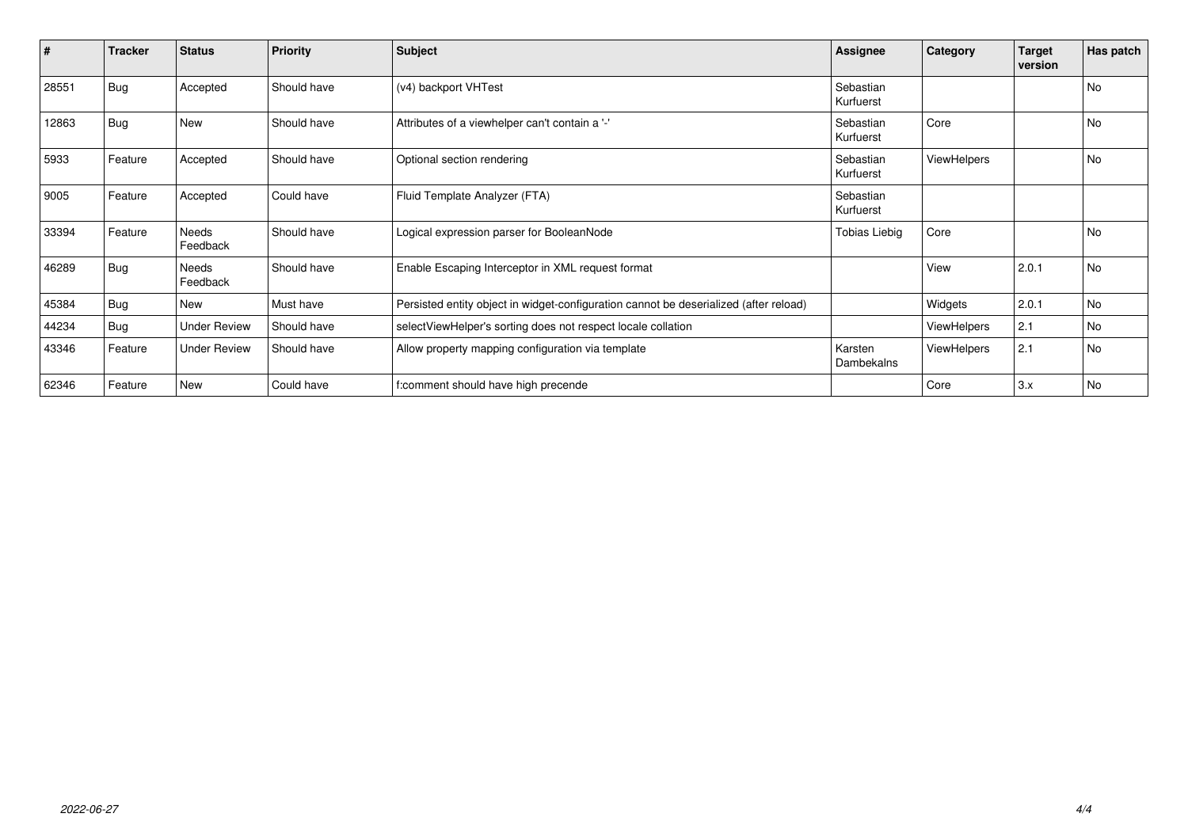| # | Tracker | Status | Priority | Subject | Assignee | Category | Target version | Has patch |
|---|---|---|---|---|---|---|---|---|
| 28551 | Bug | Accepted | Should have | (v4) backport VHTest | Sebastian Kurfuerst | | | No |
| 12863 | Bug | New | Should have | Attributes of a viewhelper can't contain a '-' | Sebastian Kurfuerst | Core | | No |
| 5933 | Feature | Accepted | Should have | Optional section rendering | Sebastian Kurfuerst | ViewHelpers | | No |
| 9005 | Feature | Accepted | Could have | Fluid Template Analyzer (FTA) | Sebastian Kurfuerst | | | |
| 33394 | Feature | Needs Feedback | Should have | Logical expression parser for BooleanNode | Tobias Liebig | Core | | No |
| 46289 | Bug | Needs Feedback | Should have | Enable Escaping Interceptor in XML request format | | View | 2.0.1 | No |
| 45384 | Bug | New | Must have | Persisted entity object in widget-configuration cannot be deserialized (after reload) | | Widgets | 2.0.1 | No |
| 44234 | Bug | Under Review | Should have | selectViewHelper's sorting does not respect locale collation | | ViewHelpers | 2.1 | No |
| 43346 | Feature | Under Review | Should have | Allow property mapping configuration via template | Karsten Dambekalns | ViewHelpers | 2.1 | No |
| 62346 | Feature | New | Could have | f:comment should have high precende | | Core | 3.x | No |

*2022-06-27*